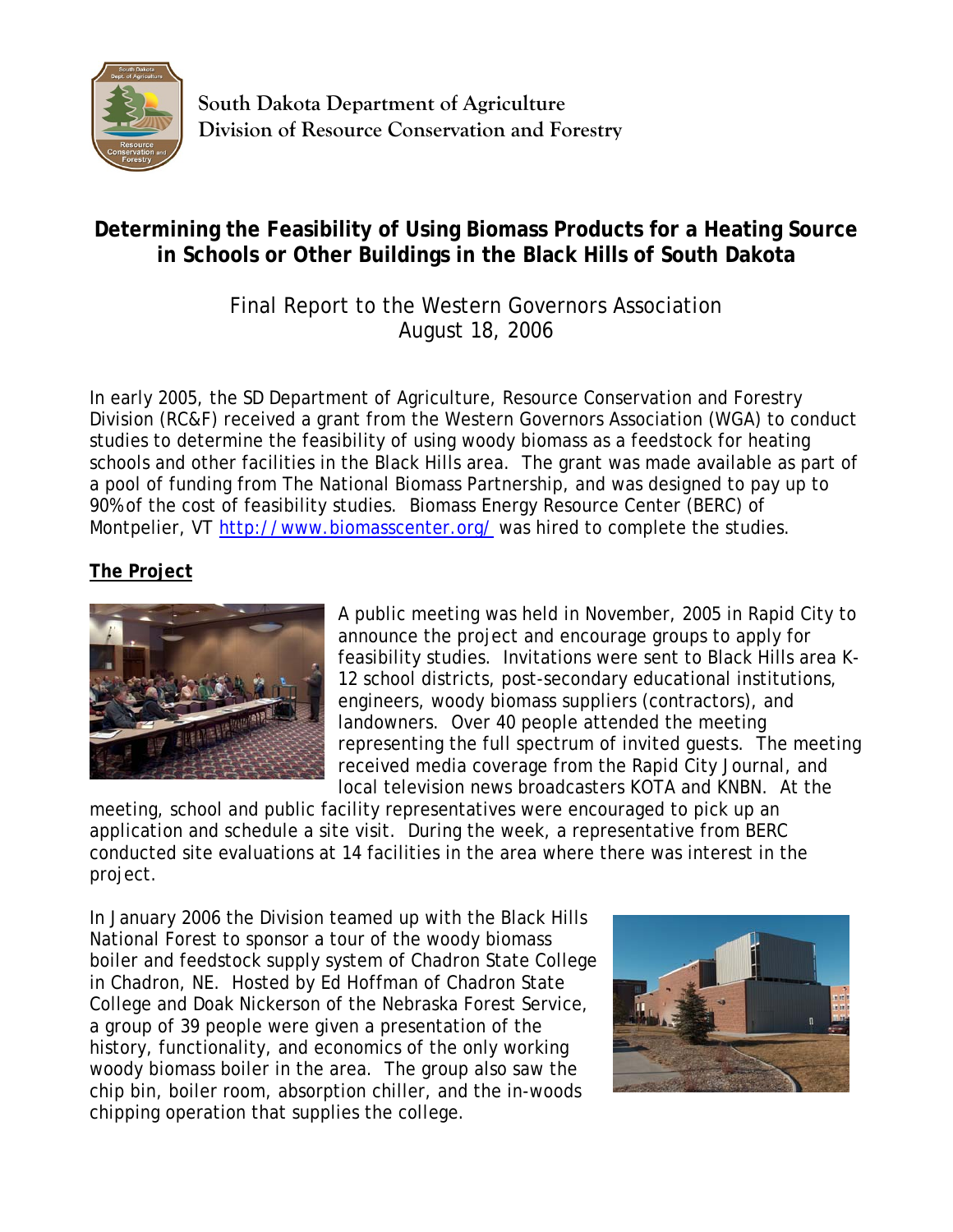South Dakota Department of Agriculture
Division of Resource Conservation and Forestry

# Determining the Feasibility of Using Biomass Products for a Heating Source in Schools or Other Buildings in the Black Hills of South Dakota

Final Report to the Western Governors Association
August 18, 2006

In early 2005, the SD Department of Agriculture, Resource Conservation and Forestry Division (RC&F) received a grant from the Western Governors Association (WGA) to conduct studies to determine the feasibility of using woody biomass as a feedstock for heating schools and other facilities in the Black Hills area. The grant was made available as part of a pool of funding from The National Biomass Partnership, and was designed to pay up to 90% of the cost of feasibility studies. Biomass Energy Resource Center (BERC) of Montpelier, VT http://www.biomasscenter.org/ was hired to complete the studies.

## The Project

A public meeting was held in November, 2005 in Rapid City to announce the project and encourage groups to apply for feasibility studies. Invitations were sent to Black Hills area K-12 school districts, post-secondary educational institutions, engineers, woody biomass suppliers (contractors), and landowners. Over 40 people attended the meeting representing the full spectrum of invited guests. The meeting received media coverage from the Rapid City Journal, and local television news broadcasters KOTA and KNBN. At the meeting, school and public facility representatives were encouraged to pick up an application and schedule a site visit. During the week, a representative from BERC conducted site evaluations at 14 facilities in the area where there was interest in the project.

In January 2006 the Division teamed up with the Black Hills National Forest to sponsor a tour of the woody biomass boiler and feedstock supply system of Chadron State College in Chadron, NE. Hosted by Ed Hoffman of Chadron State College and Doak Nickerson of the Nebraska Forest Service, a group of 39 people were given a presentation of the history, functionality, and economics of the only working woody biomass boiler in the area. The group also saw the chip bin, boiler room, absorption chiller, and the in-woods chipping operation that supplies the college.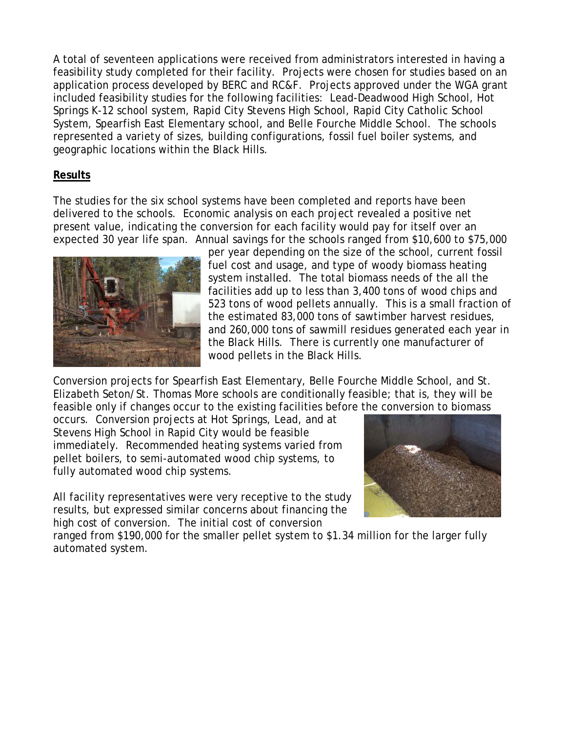A total of seventeen applications were received from administrators interested in having a feasibility study completed for their facility. Projects were chosen for studies based on an application process developed by BERC and RC&F. Projects approved under the WGA grant included feasibility studies for the following facilities: Lead-Deadwood High School, Hot Springs K-12 school system, Rapid City Stevens High School, Rapid City Catholic School System, Spearfish East Elementary school, and Belle Fourche Middle School. The schools represented a variety of sizes, building configurations, fossil fuel boiler systems, and geographic locations within the Black Hills.

**Results**

The studies for the six school systems have been completed and reports have been delivered to the schools. Economic analysis on each project revealed a positive net present value, indicating the conversion for each facility would pay for itself over an expected 30 year life span. Annual savings for the schools ranged from $10,600 to $75,000 per year depending on the size of the school, current fossil fuel cost and usage, and type of woody biomass heating system installed. The total biomass needs of the all the facilities add up to less than 3,400 tons of wood chips and 523 tons of wood pellets annually. This is a small fraction of the estimated 83,000 tons of sawtimber harvest residues, and 260,000 tons of sawmill residues generated each year in the Black Hills. There is currently one manufacturer of wood pellets in the Black Hills.

Conversion projects for Spearfish East Elementary, Belle Fourche Middle School, and St. Elizabeth Seton/St. Thomas More schools are conditionally feasible; that is, they will be feasible only if changes occur to the existing facilities before the conversion to biomass occurs. Conversion projects at Hot Springs, Lead, and at Stevens High School in Rapid City would be feasible immediately. Recommended heating systems varied from pellet boilers, to semi-automated wood chip systems, to fully automated wood chip systems.

All facility representatives were very receptive to the study results, but expressed similar concerns about financing the high cost of conversion. The initial cost of conversion ranged from $190,000 for the smaller pellet system to $1.34 million for the larger fully automated system.